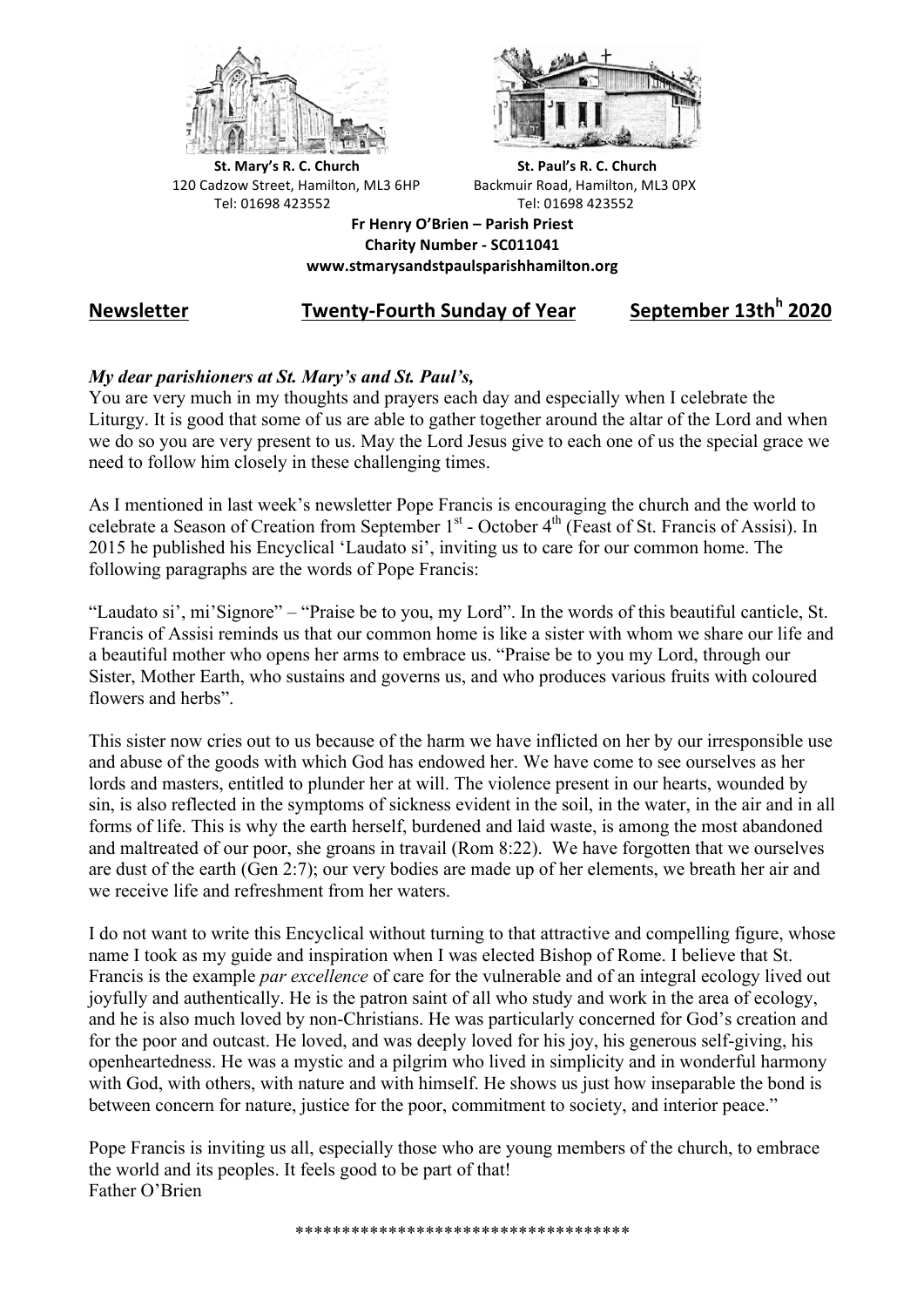St. Mary's R. C. Church
120 Cadzow Street, Hamilton, ML3 6HP
Tel: 01698 423552

St. Paul's R. C. Church
Backmuir Road, Hamilton, ML3 0PX
Tel: 01698 423552

**Fr Henry O'Brien – Parish Priest**
**Charity Number - SC011041**
**www.stmarysandstpaulsparishhamilton.org**

## Newsletter Twenty-Fourth Sunday of Year September 13th[h] 2020

***My dear parishioners at St. Mary's and St. Paul's,***
You are very much in my thoughts and prayers each day and especially when I celebrate the Liturgy. It is good that some of us are able to gather together around the altar of the Lord and when we do so you are very present to us. May the Lord Jesus give to each one of us the special grace we need to follow him closely in these challenging times.

As I mentioned in last week's newsletter Pope Francis is encouraging the church and the world to celebrate a Season of Creation from September 1st - October 4th (Feast of St. Francis of Assisi). In 2015 he published his Encyclical 'Laudato si', inviting us to care for our common home. The following paragraphs are the words of Pope Francis:

"Laudato si', mi'Signore" – "Praise be to you, my Lord". In the words of this beautiful canticle, St. Francis of Assisi reminds us that our common home is like a sister with whom we share our life and a beautiful mother who opens her arms to embrace us. "Praise be to you my Lord, through our Sister, Mother Earth, who sustains and governs us, and who produces various fruits with coloured flowers and herbs".

This sister now cries out to us because of the harm we have inflicted on her by our irresponsible use and abuse of the goods with which God has endowed her. We have come to see ourselves as her lords and masters, entitled to plunder her at will. The violence present in our hearts, wounded by sin, is also reflected in the symptoms of sickness evident in the soil, in the water, in the air and in all forms of life. This is why the earth herself, burdened and laid waste, is among the most abandoned and maltreated of our poor, she groans in travail (Rom 8:22). We have forgotten that we ourselves are dust of the earth (Gen 2:7); our very bodies are made up of her elements, we breath her air and we receive life and refreshment from her waters.

I do not want to write this Encyclical without turning to that attractive and compelling figure, whose name I took as my guide and inspiration when I was elected Bishop of Rome. I believe that St. Francis is the example *par excellence* of care for the vulnerable and of an integral ecology lived out joyfully and authentically. He is the patron saint of all who study and work in the area of ecology, and he is also much loved by non-Christians. He was particularly concerned for God's creation and for the poor and outcast. He loved, and was deeply loved for his joy, his generous self-giving, his openheartedness. He was a mystic and a pilgrim who lived in simplicity and in wonderful harmony with God, with others, with nature and with himself. He shows us just how inseparable the bond is between concern for nature, justice for the poor, commitment to society, and interior peace."

Pope Francis is inviting us all, especially those who are young members of the church, to embrace the world and its peoples. It feels good to be part of that!
Father O'Brien

************************************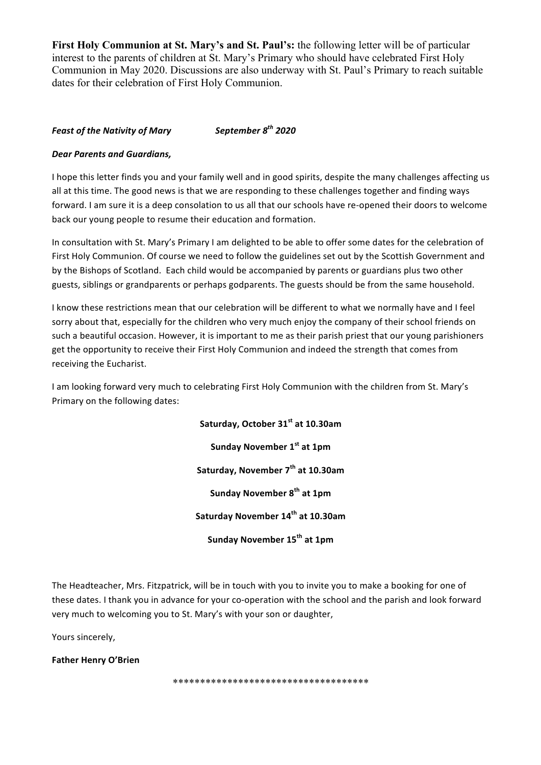**First Holy Communion at St. Mary's and St. Paul's:** the following letter will be of particular interest to the parents of children at St. Mary's Primary who should have celebrated First Holy Communion in May 2020. Discussions are also underway with St. Paul's Primary to reach suitable dates for their celebration of First Holy Communion.

***Feast of the Nativity of Mary*** ***September 8th 2020***

***Dear Parents and Guardians,***

I hope this letter finds you and your family well and in good spirits, despite the many challenges affecting us all at this time. The good news is that we are responding to these challenges together and finding ways forward. I am sure it is a deep consolation to us all that our schools have re-opened their doors to welcome back our young people to resume their education and formation.

In consultation with St. Mary's Primary I am delighted to be able to offer some dates for the celebration of First Holy Communion. Of course we need to follow the guidelines set out by the Scottish Government and by the Bishops of Scotland. Each child would be accompanied by parents or guardians plus two other guests, siblings or grandparents or perhaps godparents. The guests should be from the same household.

I know these restrictions mean that our celebration will be different to what we normally have and I feel sorry about that, especially for the children who very much enjoy the company of their school friends on such a beautiful occasion. However, it is important to me as their parish priest that our young parishioners get the opportunity to receive their First Holy Communion and indeed the strength that comes from receiving the Eucharist.

I am looking forward very much to celebrating First Holy Communion with the children from St. Mary's Primary on the following dates:

**Saturday, October 31st at 10.30am**

**Sunday November 1st at 1pm**

**Saturday, November 7th at 10.30am**

**Sunday November 8th at 1pm**

**Saturday November 14th at 10.30am**

**Sunday November 15th at 1pm**

The Headteacher, Mrs. Fitzpatrick, will be in touch with you to invite you to make a booking for one of these dates. I thank you in advance for your co-operation with the school and the parish and look forward very much to welcoming you to St. Mary's with your son or daughter,

Yours sincerely,

**Father Henry O'Brien**

************************************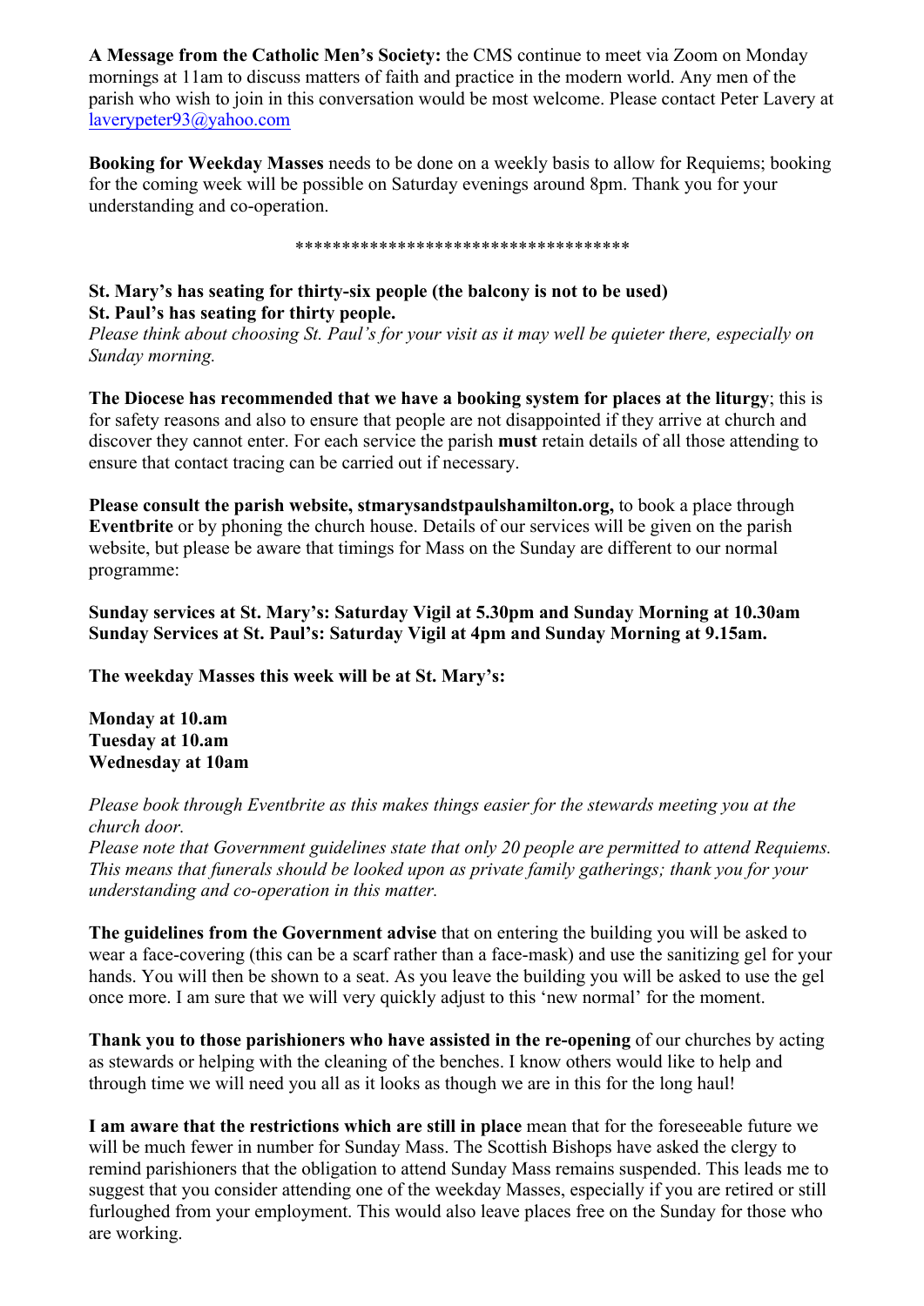**A Message from the Catholic Men's Society:** the CMS continue to meet via Zoom on Monday mornings at 11am to discuss matters of faith and practice in the modern world. Any men of the parish who wish to join in this conversation would be most welcome. Please contact Peter Lavery at laverypeter93@yahoo.com

**Booking for Weekday Masses** needs to be done on a weekly basis to allow for Requiems; booking for the coming week will be possible on Saturday evenings around 8pm. Thank you for your understanding and co-operation.

************************************

**St. Mary's has seating for thirty-six people (the balcony is not to be used)**
**St. Paul's has seating for thirty people.**
*Please think about choosing St. Paul's for your visit as it may well be quieter there, especially on Sunday morning.*

**The Diocese has recommended that we have a booking system for places at the liturgy**; this is for safety reasons and also to ensure that people are not disappointed if they arrive at church and discover they cannot enter. For each service the parish **must** retain details of all those attending to ensure that contact tracing can be carried out if necessary.

**Please consult the parish website, stmarysandstpaulshamilton.org,** to book a place through **Eventbrite** or by phoning the church house. Details of our services will be given on the parish website, but please be aware that timings for Mass on the Sunday are different to our normal programme:

**Sunday services at St. Mary's: Saturday Vigil at 5.30pm and Sunday Morning at 10.30am**
**Sunday Services at St. Paul's: Saturday Vigil at 4pm and Sunday Morning at 9.15am.**

**The weekday Masses this week will be at St. Mary's:**

**Monday at 10.am**
**Tuesday at 10.am**
**Wednesday at 10am**

*Please book through Eventbrite as this makes things easier for the stewards meeting you at the church door.*
*Please note that Government guidelines state that only 20 people are permitted to attend Requiems. This means that funerals should be looked upon as private family gatherings; thank you for your understanding and co-operation in this matter.*

**The guidelines from the Government advise** that on entering the building you will be asked to wear a face-covering (this can be a scarf rather than a face-mask) and use the sanitizing gel for your hands. You will then be shown to a seat. As you leave the building you will be asked to use the gel once more. I am sure that we will very quickly adjust to this 'new normal' for the moment.

**Thank you to those parishioners who have assisted in the re-opening** of our churches by acting as stewards or helping with the cleaning of the benches. I know others would like to help and through time we will need you all as it looks as though we are in this for the long haul!

**I am aware that the restrictions which are still in place** mean that for the foreseeable future we will be much fewer in number for Sunday Mass. The Scottish Bishops have asked the clergy to remind parishioners that the obligation to attend Sunday Mass remains suspended. This leads me to suggest that you consider attending one of the weekday Masses, especially if you are retired or still furloughed from your employment. This would also leave places free on the Sunday for those who are working.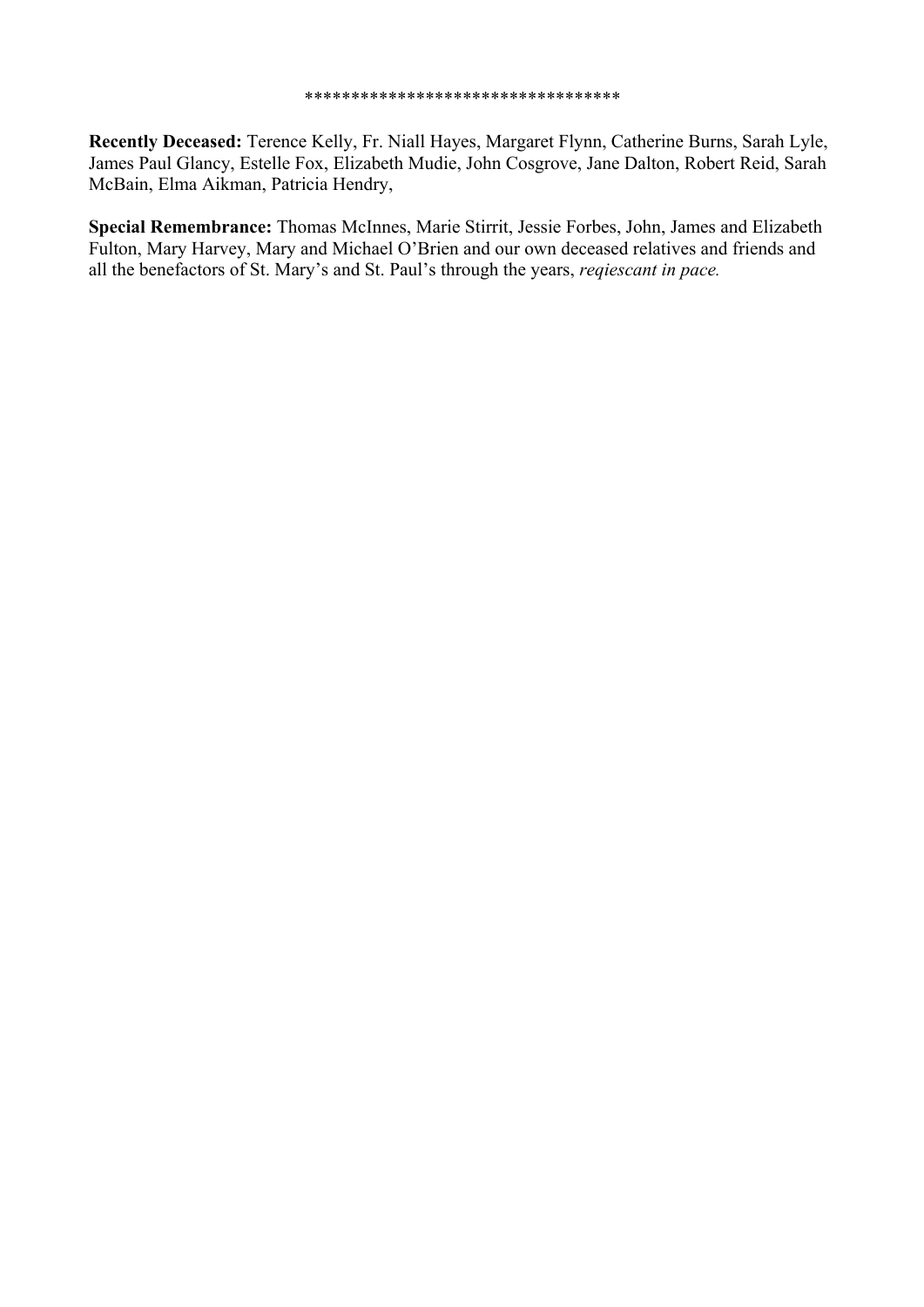**********************************

**Recently Deceased:** Terence Kelly, Fr. Niall Hayes, Margaret Flynn, Catherine Burns, Sarah Lyle, James Paul Glancy, Estelle Fox, Elizabeth Mudie, John Cosgrove, Jane Dalton, Robert Reid, Sarah McBain, Elma Aikman, Patricia Hendry,

**Special Remembrance:** Thomas McInnes, Marie Stirrit, Jessie Forbes, John, James and Elizabeth Fulton, Mary Harvey, Mary and Michael O'Brien and our own deceased relatives and friends and all the benefactors of St. Mary's and St. Paul's through the years, *reqiescant in pace.*